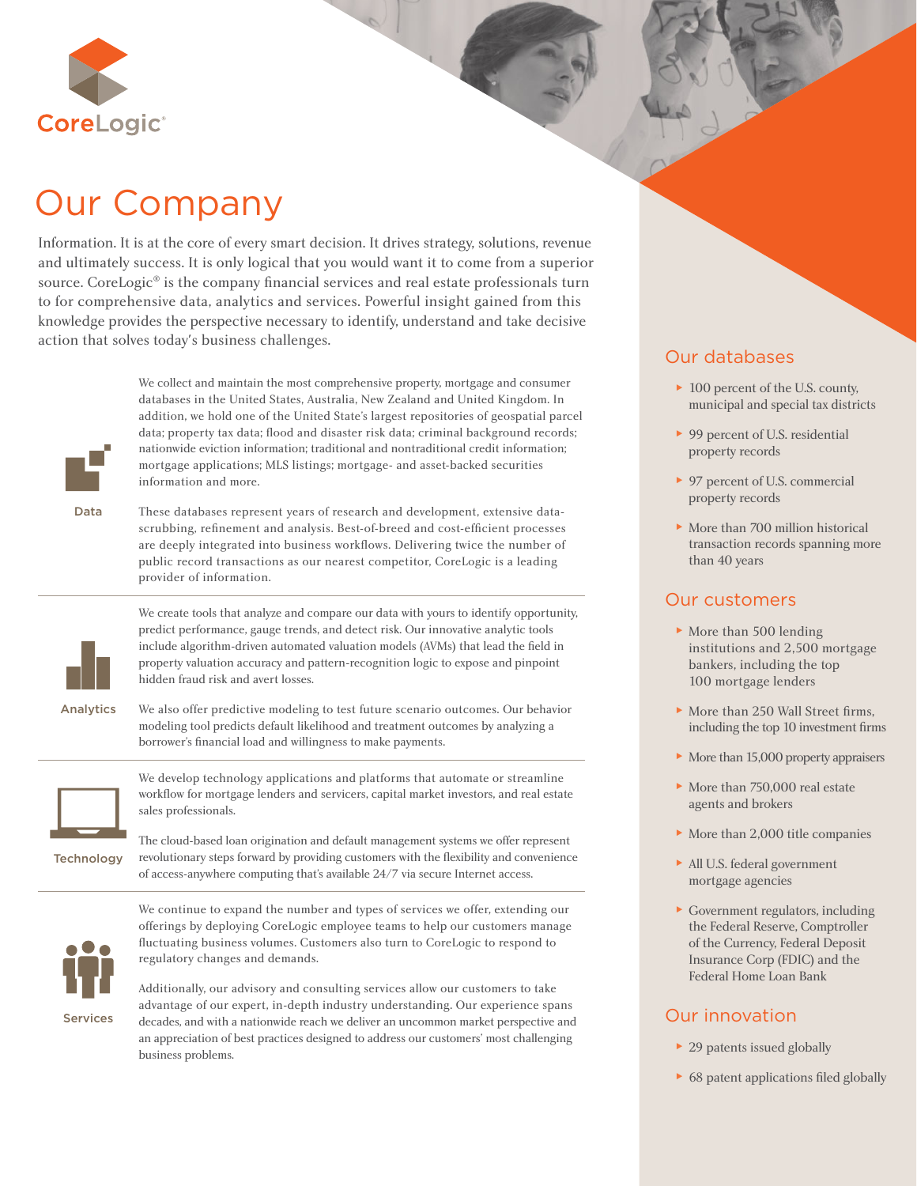CoreLogic®

# Our Company

Information. It is at the core of every smart decision. It drives strategy, solutions, revenue and ultimately success. It is only logical that you would want it to come from a superior source. CoreLogic® is the company financial services and real estate professionals turn to for comprehensive data, analytics and services. Powerful insight gained from this knowledge provides the perspective necessary to identify, understand and take decisive action that solves today's business challenges.

### Data

We collect and maintain the most comprehensive property, mortgage and consumer databases in the United States, Australia, New Zealand and United Kingdom. In addition, we hold one of the United State's largest repositories of geospatial parcel data; property tax data; flood and disaster risk data; criminal background records; nationwide eviction information; traditional and nontraditional credit information; mortgage applications; MLS listings; mortgage- and asset-backed securities information and more.

These databases represent years of research and development, extensive data-scrubbing, refinement and analysis. Best-of-breed and cost-efficient processes are deeply integrated into business workflows. Delivering twice the number of public record transactions as our nearest competitor, CoreLogic is a leading provider of information.

### Analytics

We create tools that analyze and compare our data with yours to identify opportunity, predict performance, gauge trends, and detect risk. Our innovative analytic tools include algorithm-driven automated valuation models (AVMs) that lead the field in property valuation accuracy and pattern-recognition logic to expose and pinpoint hidden fraud risk and avert losses.

We also offer predictive modeling to test future scenario outcomes. Our behavior modeling tool predicts default likelihood and treatment outcomes by analyzing a borrower's financial load and willingness to make payments.

### Technology

We develop technology applications and platforms that automate or streamline workflow for mortgage lenders and servicers, capital market investors, and real estate sales professionals.

The cloud-based loan origination and default management systems we offer represent revolutionary steps forward by providing customers with the flexibility and convenience of access-anywhere computing that's available 24/7 via secure Internet access.

### Services

We continue to expand the number and types of services we offer, extending our offerings by deploying CoreLogic employee teams to help our customers manage fluctuating business volumes. Customers also turn to CoreLogic to respond to regulatory changes and demands.

Additionally, our advisory and consulting services allow our customers to take advantage of our expert, in-depth industry understanding. Our experience spans decades, and with a nationwide reach we deliver an uncommon market perspective and an appreciation of best practices designed to address our customers' most challenging business problems.

## Our databases

- 100 percent of the U.S. county, municipal and special tax districts
- 99 percent of U.S. residential property records
- 97 percent of U.S. commercial property records
- More than 700 million historical transaction records spanning more than 40 years

## Our customers

- More than 500 lending institutions and 2,500 mortgage bankers, including the top 100 mortgage lenders
- More than 250 Wall Street firms, including the top 10 investment firms
- More than 15,000 property appraisers
- More than 750,000 real estate agents and brokers
- More than 2,000 title companies
- All U.S. federal government mortgage agencies
- Government regulators, including the Federal Reserve, Comptroller of the Currency, Federal Deposit Insurance Corp (FDIC) and the Federal Home Loan Bank

## Our innovation

- 29 patents issued globally
- 68 patent applications filed globally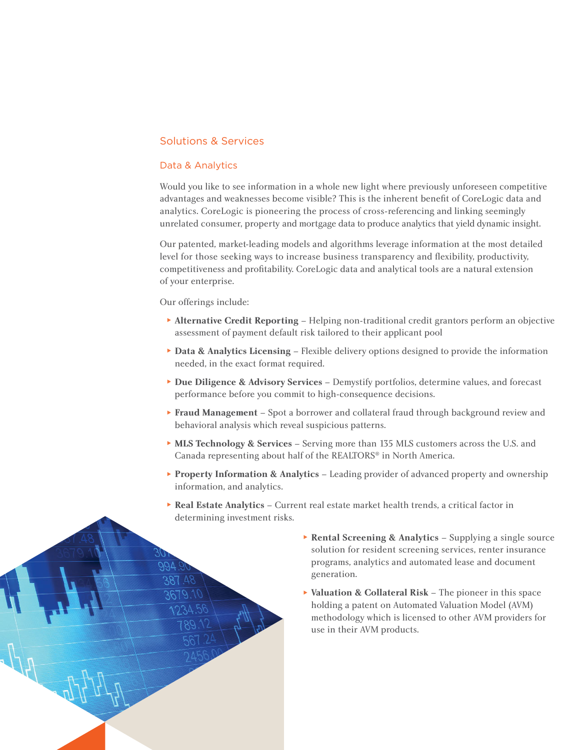## Solutions & Services

### Data & Analytics

Would you like to see information in a whole new light where previously unforeseen competitive advantages and weaknesses become visible? This is the inherent benefit of CoreLogic data and analytics. CoreLogic is pioneering the process of cross-referencing and linking seemingly unrelated consumer, property and mortgage data to produce analytics that yield dynamic insight.

Our patented, market-leading models and algorithms leverage information at the most detailed level for those seeking ways to increase business transparency and flexibility, productivity, competitiveness and profitability. CoreLogic data and analytical tools are a natural extension of your enterprise.

Our offerings include:

- **Alternative Credit Reporting** – Helping non-traditional credit grantors perform an objective assessment of payment default risk tailored to their applicant pool
- **Data & Analytics Licensing** – Flexible delivery options designed to provide the information needed, in the exact format required.
- **Due Diligence & Advisory Services** – Demystify portfolios, determine values, and forecast performance before you commit to high-consequence decisions.
- **Fraud Management** – Spot a borrower and collateral fraud through background review and behavioral analysis which reveal suspicious patterns.
- **MLS Technology & Services** – Serving more than 135 MLS customers across the U.S. and Canada representing about half of the REALTORS® in North America.
- **Property Information & Analytics** – Leading provider of advanced property and ownership information, and analytics.
- **Real Estate Analytics** – Current real estate market health trends, a critical factor in determining investment risks.
- **Rental Screening & Analytics** – Supplying a single source solution for resident screening services, renter insurance programs, analytics and automated lease and document generation.
- **Valuation & Collateral Risk** – The pioneer in this space holding a patent on Automated Valuation Model (AVM) methodology which is licensed to other AVM providers for use in their AVM products.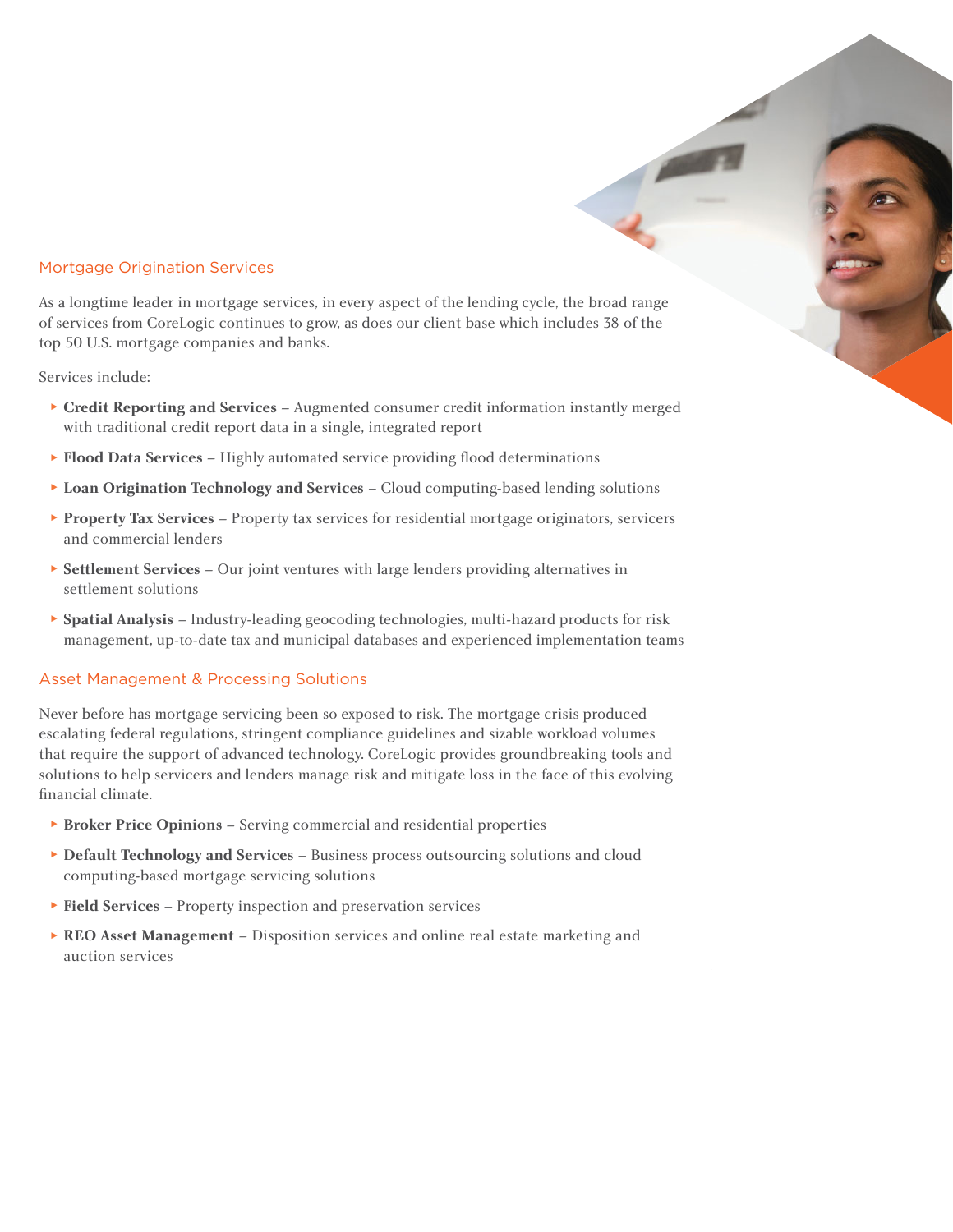## Mortgage Origination Services

As a longtime leader in mortgage services, in every aspect of the lending cycle, the broad range of services from CoreLogic continues to grow, as does our client base which includes 38 of the top 50 U.S. mortgage companies and banks.

Services include:

- **Credit Reporting and Services** – Augmented consumer credit information instantly merged with traditional credit report data in a single, integrated report
- **Flood Data Services** – Highly automated service providing flood determinations
- **Loan Origination Technology and Services** – Cloud computing-based lending solutions
- **Property Tax Services** – Property tax services for residential mortgage originators, servicers and commercial lenders
- **Settlement Services** – Our joint ventures with large lenders providing alternatives in settlement solutions
- **Spatial Analysis** – Industry-leading geocoding technologies, multi-hazard products for risk management, up-to-date tax and municipal databases and experienced implementation teams

## Asset Management & Processing Solutions

Never before has mortgage servicing been so exposed to risk. The mortgage crisis produced escalating federal regulations, stringent compliance guidelines and sizable workload volumes that require the support of advanced technology. CoreLogic provides groundbreaking tools and solutions to help servicers and lenders manage risk and mitigate loss in the face of this evolving financial climate.

- **Broker Price Opinions** – Serving commercial and residential properties
- **Default Technology and Services** – Business process outsourcing solutions and cloud computing-based mortgage servicing solutions
- **Field Services** – Property inspection and preservation services
- **REO Asset Management** – Disposition services and online real estate marketing and auction services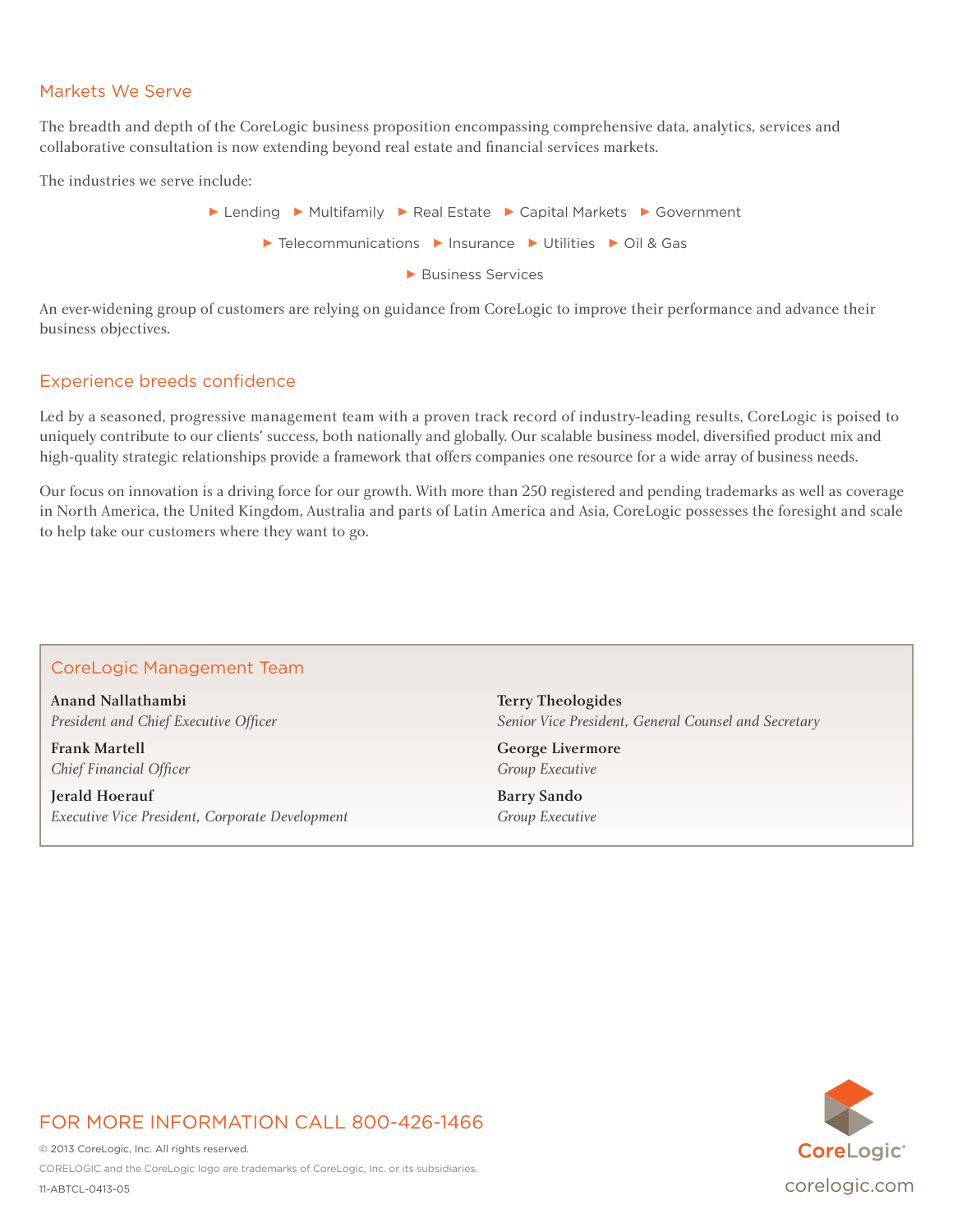## Markets We Serve

The breadth and depth of the CoreLogic business proposition encompassing comprehensive data, analytics, services and collaborative consultation is now extending beyond real estate and financial services markets.

The industries we serve include:

- Lending
- Multifamily
- Real Estate
- Capital Markets
- Government
- Telecommunications
- Insurance
- Utilities
- Oil & Gas
- Business Services

An ever-widening group of customers are relying on guidance from CoreLogic to improve their performance and advance their business objectives.

## Experience breeds confidence

Led by a seasoned, progressive management team with a proven track record of industry-leading results, CoreLogic is poised to uniquely contribute to our clients' success, both nationally and globally. Our scalable business model, diversified product mix and high-quality strategic relationships provide a framework that offers companies one resource for a wide array of business needs.

Our focus on innovation is a driving force for our growth. With more than 250 registered and pending trademarks as well as coverage in North America, the United Kingdom, Australia and parts of Latin America and Asia, CoreLogic possesses the foresight and scale to help take our customers where they want to go.

### CoreLogic Management Team

**Anand Nallathambi**
*President and Chief Executive Officer*

**Frank Martell**
*Chief Financial Officer*

**Jerald Hoerauf**
*Executive Vice President, Corporate Development*

**Terry Theologides**
*Senior Vice President, General Counsel and Secretary*

**George Livermore**
*Group Executive*

**Barry Sando**
*Group Executive*

FOR MORE INFORMATION CALL 800-426-1466

© 2013 CoreLogic, Inc. All rights reserved.

CORELOGIC and the CoreLogic logo are trademarks of CoreLogic, Inc. or its subsidiaries.

11-ABTCL-0413-05

CoreLogic®

corelogic.com